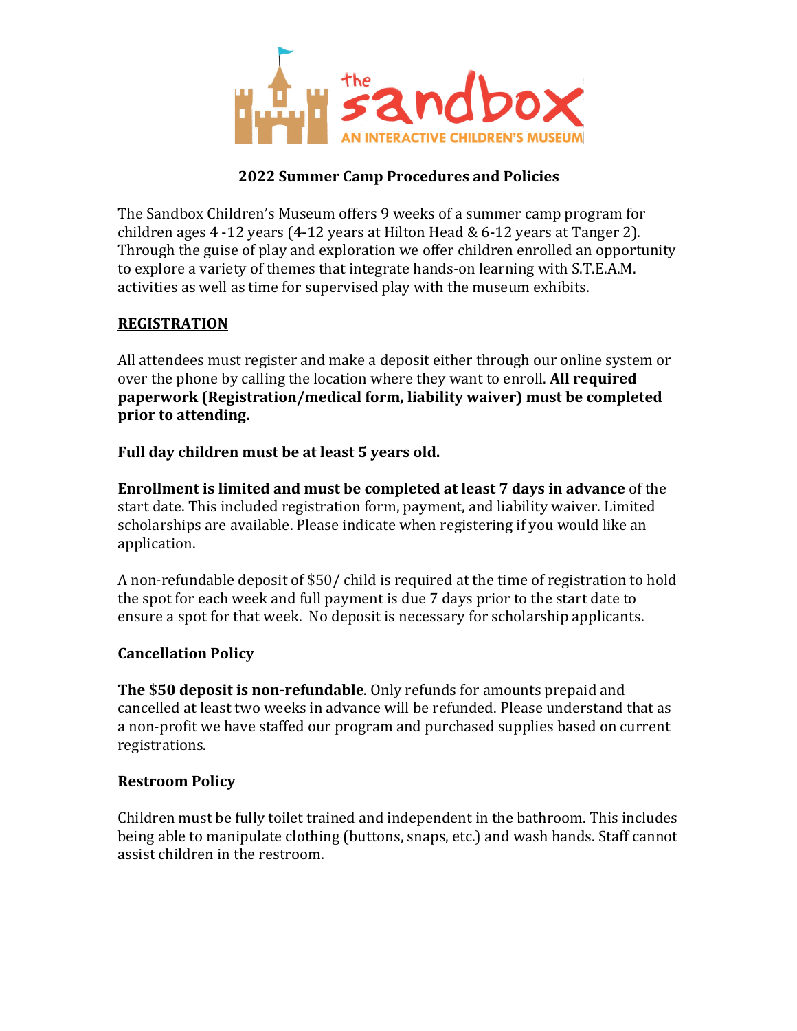the sandbox

AN INTERACTIVE CHILDREN'S MUSEUM

# 2022 Summer Camp Procedures and Policies

The Sandbox Children's Museum offers 9 weeks of a summer camp program for children ages 4 -12 years (4-12 years at Hilton Head & 6-12 years at Tanger 2). Through the guise of play and exploration we offer children enrolled an opportunity to explore a variety of themes that integrate hands-on learning with S.T.E.A.M. activities as well as time for supervised play with the museum exhibits.

## REGISTRATION

All attendees must register and make a deposit either through our online system or over the phone by calling the location where they want to enroll. **All required paperwork (Registration/medical form, liability waiver) must be completed prior to attending.**

**Full day children must be at least 5 years old.**

**Enrollment is limited and must be completed at least 7 days in advance** of the start date. This included registration form, payment, and liability waiver. Limited scholarships are available. Please indicate when registering if you would like an application.

A non-refundable deposit of $50/ child is required at the time of registration to hold the spot for each week and full payment is due 7 days prior to the start date to ensure a spot for that week. No deposit is necessary for scholarship applicants.

### Cancellation Policy

**The $50 deposit is non-refundable**. Only refunds for amounts prepaid and cancelled at least two weeks in advance will be refunded. Please understand that as a non-profit we have staffed our program and purchased supplies based on current registrations.

### Restroom Policy

Children must be fully toilet trained and independent in the bathroom. This includes being able to manipulate clothing (buttons, snaps, etc.) and wash hands. Staff cannot assist children in the restroom.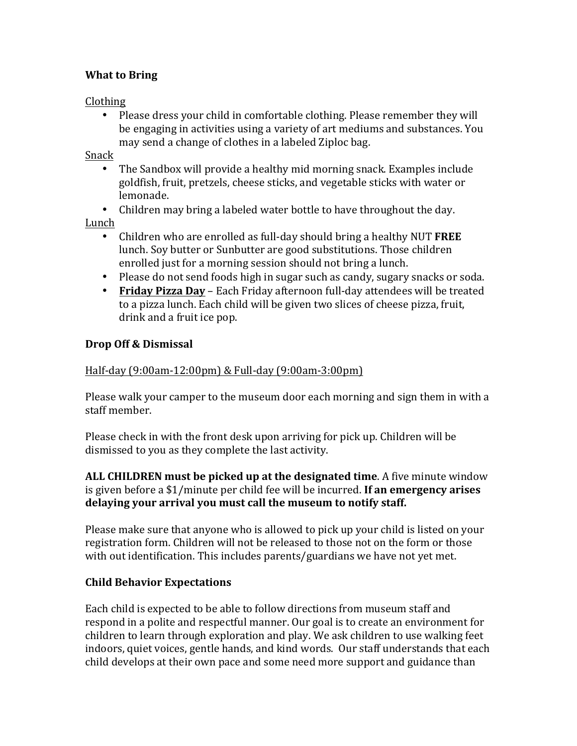**What to Bring**

Clothing

- Please dress your child in comfortable clothing. Please remember they will be engaging in activities using a variety of art mediums and substances. You may send a change of clothes in a labeled Ziploc bag.

Snack

- The Sandbox will provide a healthy mid morning snack. Examples include goldfish, fruit, pretzels, cheese sticks, and vegetable sticks with water or lemonade.
- Children may bring a labeled water bottle to have throughout the day.

Lunch

- Children who are enrolled as full-day should bring a healthy NUT **FREE** lunch. Soy butter or Sunbutter are good substitutions. Those children enrolled just for a morning session should not bring a lunch.
- Please do not send foods high in sugar such as candy, sugary snacks or soda.
- **Friday Pizza Day** – Each Friday afternoon full-day attendees will be treated to a pizza lunch. Each child will be given two slices of cheese pizza, fruit, drink and a fruit ice pop.

**Drop Off & Dismissal**

Half-day (9:00am-12:00pm) & Full-day (9:00am-3:00pm)

Please walk your camper to the museum door each morning and sign them in with a staff member.

Please check in with the front desk upon arriving for pick up. Children will be dismissed to you as they complete the last activity.

**ALL CHILDREN must be picked up at the designated time**. A five minute window is given before a $1/minute per child fee will be incurred. **If an emergency arises delaying your arrival you must call the museum to notify staff.**

Please make sure that anyone who is allowed to pick up your child is listed on your registration form. Children will not be released to those not on the form or those with out identification. This includes parents/guardians we have not yet met.

**Child Behavior Expectations**

Each child is expected to be able to follow directions from museum staff and respond in a polite and respectful manner. Our goal is to create an environment for children to learn through exploration and play. We ask children to use walking feet indoors, quiet voices, gentle hands, and kind words. Our staff understands that each child develops at their own pace and some need more support and guidance than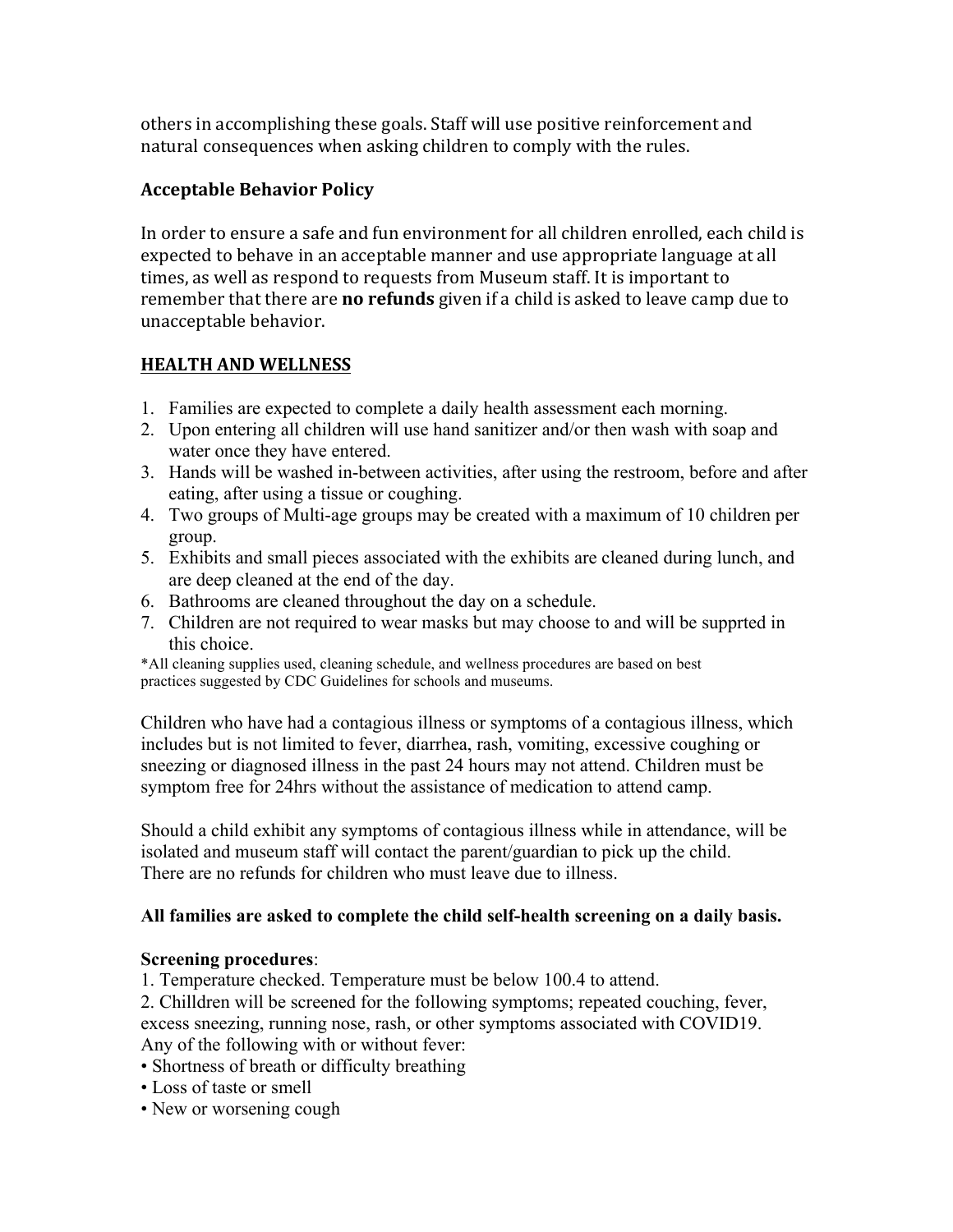others in accomplishing these goals. Staff will use positive reinforcement and natural consequences when asking children to comply with the rules.

### Acceptable Behavior Policy

In order to ensure a safe and fun environment for all children enrolled, each child is expected to behave in an acceptable manner and use appropriate language at all times, as well as respond to requests from Museum staff. It is important to remember that there are **no refunds** given if a child is asked to leave camp due to unacceptable behavior.

## HEALTH AND WELLNESS

1. Families are expected to complete a daily health assessment each morning.
2. Upon entering all children will use hand sanitizer and/or then wash with soap and water once they have entered.
3. Hands will be washed in-between activities, after using the restroom, before and after eating, after using a tissue or coughing.
4. Two groups of Multi-age groups may be created with a maximum of 10 children per group.
5. Exhibits and small pieces associated with the exhibits are cleaned during lunch, and are deep cleaned at the end of the day.
6. Bathrooms are cleaned throughout the day on a schedule.
7. Children are not required to wear masks but may choose to and will be supprted in this choice.

*All cleaning supplies used, cleaning schedule, and wellness procedures are based on best practices suggested by CDC Guidelines for schools and museums.

Children who have had a contagious illness or symptoms of a contagious illness, which includes but is not limited to fever, diarrhea, rash, vomiting, excessive coughing or sneezing or diagnosed illness in the past 24 hours may not attend. Children must be symptom free for 24hrs without the assistance of medication to attend camp.

Should a child exhibit any symptoms of contagious illness while in attendance, will be isolated and museum staff will contact the parent/guardian to pick up the child. There are no refunds for children who must leave due to illness.

**All families are asked to complete the child self-health screening on a daily basis.**

**Screening procedures**:

1. Temperature checked. Temperature must be below 100.4 to attend.
2. Chilldren will be screened for the following symptoms; repeated couching, fever, excess sneezing, running nose, rash, or other symptoms associated with COVID19. Any of the following with or without fever:

- Shortness of breath or difficulty breathing
- Loss of taste or smell
- New or worsening cough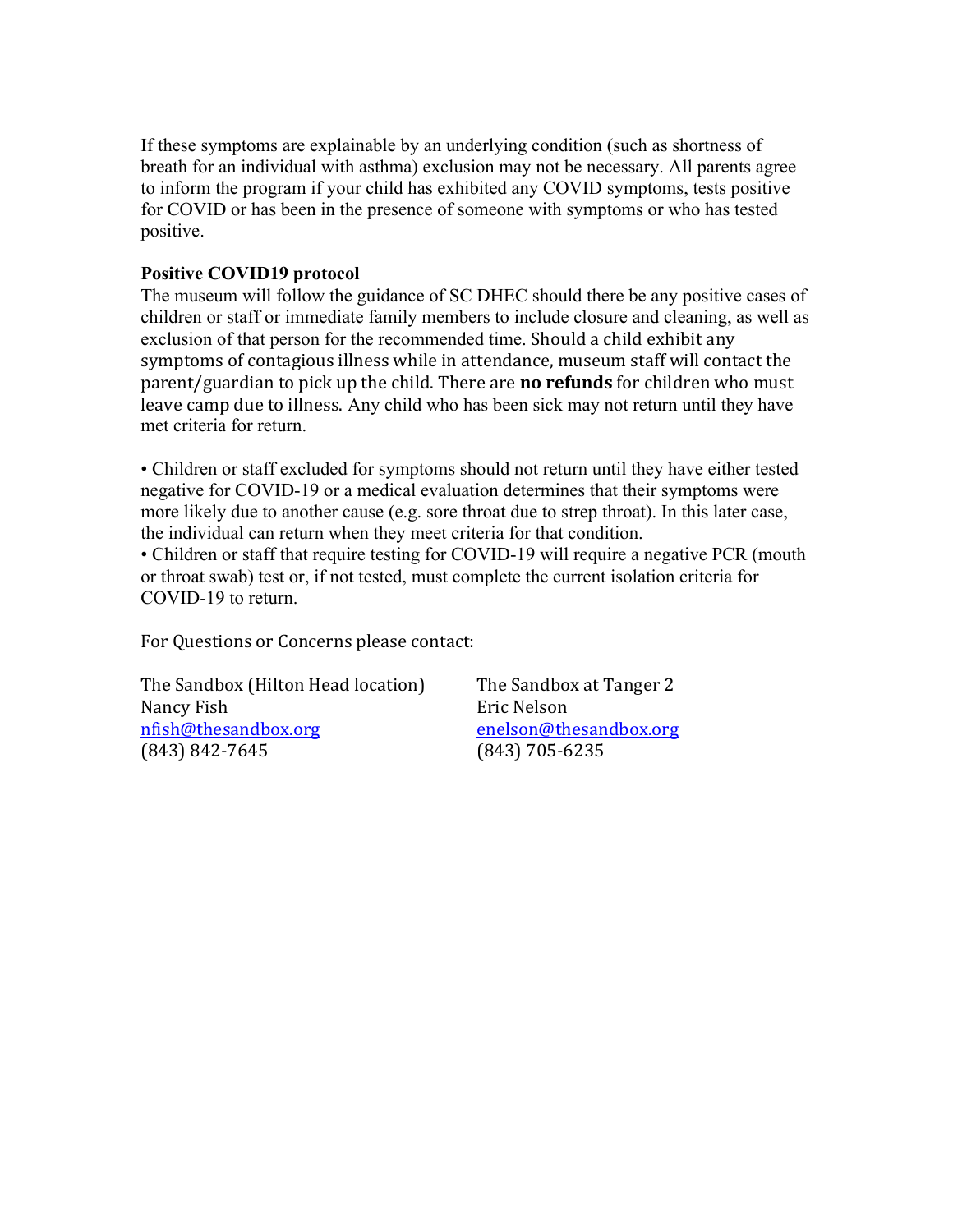If these symptoms are explainable by an underlying condition (such as shortness of breath for an individual with asthma) exclusion may not be necessary. All parents agree to inform the program if your child has exhibited any COVID symptoms, tests positive for COVID or has been in the presence of someone with symptoms or who has tested positive.

**Positive COVID19 protocol**

The museum will follow the guidance of SC DHEC should there be any positive cases of children or staff or immediate family members to include closure and cleaning, as well as exclusion of that person for the recommended time. Should a child exhibit any symptoms of contagious illness while in attendance, museum staff will contact the parent/guardian to pick up the child. There are **no refunds** for children who must leave camp due to illness. Any child who has been sick may not return until they have met criteria for return.

- Children or staff excluded for symptoms should not return until they have either tested negative for COVID-19 or a medical evaluation determines that their symptoms were more likely due to another cause (e.g. sore throat due to strep throat). In this later case, the individual can return when they meet criteria for that condition.
- Children or staff that require testing for COVID-19 will require a negative PCR (mouth or throat swab) test or, if not tested, must complete the current isolation criteria for COVID-19 to return.

For Questions or Concerns please contact:

The Sandbox (Hilton Head location)
Nancy Fish
nfish@thesandbox.org
(843) 842-7645

The Sandbox at Tanger 2
Eric Nelson
enelson@thesandbox.org
(843) 705-6235